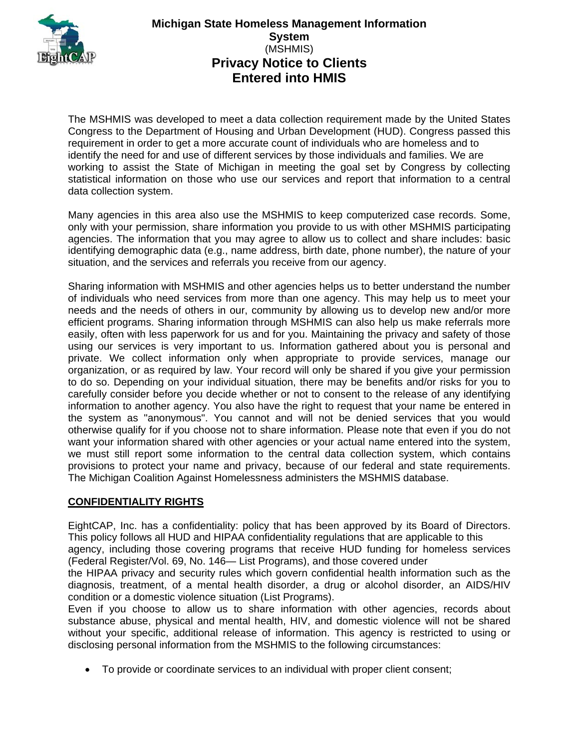# Michigan State Homeless Management Information System (MSHMIS)

# Privacy Notice to Clients Entered into HMIS

The MSHMIS was developed to meet a data collection requirement made by the United States Congress to the Department of Housing and Urban Development (HUD). Congress passed this requirement in order to get a more accurate count of individuals who are homeless and to identify the need for and use of different services by those individuals and families. We are working to assist the State of Michigan in meeting the goal set by Congress by collecting statistical information on those who use our services and report that information to a central data collection system.

Many agencies in this area also use the MSHMIS to keep computerized case records. Some, only with your permission, share information you provide to us with other MSHMIS participating agencies. The information that you may agree to allow us to collect and share includes: basic identifying demographic data (e.g., name address, birth date, phone number), the nature of your situation, and the services and referrals you receive from our agency.

Sharing information with MSHMIS and other agencies helps us to better understand the number of individuals who need services from more than one agency. This may help us to meet your needs and the needs of others in our, community by allowing us to develop new and/or more efficient programs. Sharing information through MSHMIS can also help us make referrals more easily, often with less paperwork for us and for you. Maintaining the privacy and safety of those using our services is very important to us. Information gathered about you is personal and private. We collect information only when appropriate to provide services, manage our organization, or as required by law. Your record will only be shared if you give your permission to do so. Depending on your individual situation, there may be benefits and/or risks for you to carefully consider before you decide whether or not to consent to the release of any identifying information to another agency. You also have the right to request that your name be entered in the system as "anonymous". You cannot and will not be denied services that you would otherwise qualify for if you choose not to share information. Please note that even if you do not want your information shared with other agencies or your actual name entered into the system, we must still report some information to the central data collection system, which contains provisions to protect your name and privacy, because of our federal and state requirements. The Michigan Coalition Against Homelessness administers the MSHMIS database.

## CONFIDENTIALITY RIGHTS

EightCAP, Inc. has a confidentiality: policy that has been approved by its Board of Directors. This policy follows all HUD and HIPAA confidentiality regulations that are applicable to this agency, including those covering programs that receive HUD funding for homeless services (Federal Register/Vol. 69, No. 146— List Programs), and those covered under the HIPAA privacy and security rules which govern confidential health information such as the diagnosis, treatment, of a mental health disorder, a drug or alcohol disorder, an AIDS/HIV condition or a domestic violence situation (List Programs).

Even if you choose to allow us to share information with other agencies, records about substance abuse, physical and mental health, HIV, and domestic violence will not be shared without your specific, additional release of information. This agency is restricted to using or disclosing personal information from the MSHMIS to the following circumstances:

- To provide or coordinate services to an individual with proper client consent;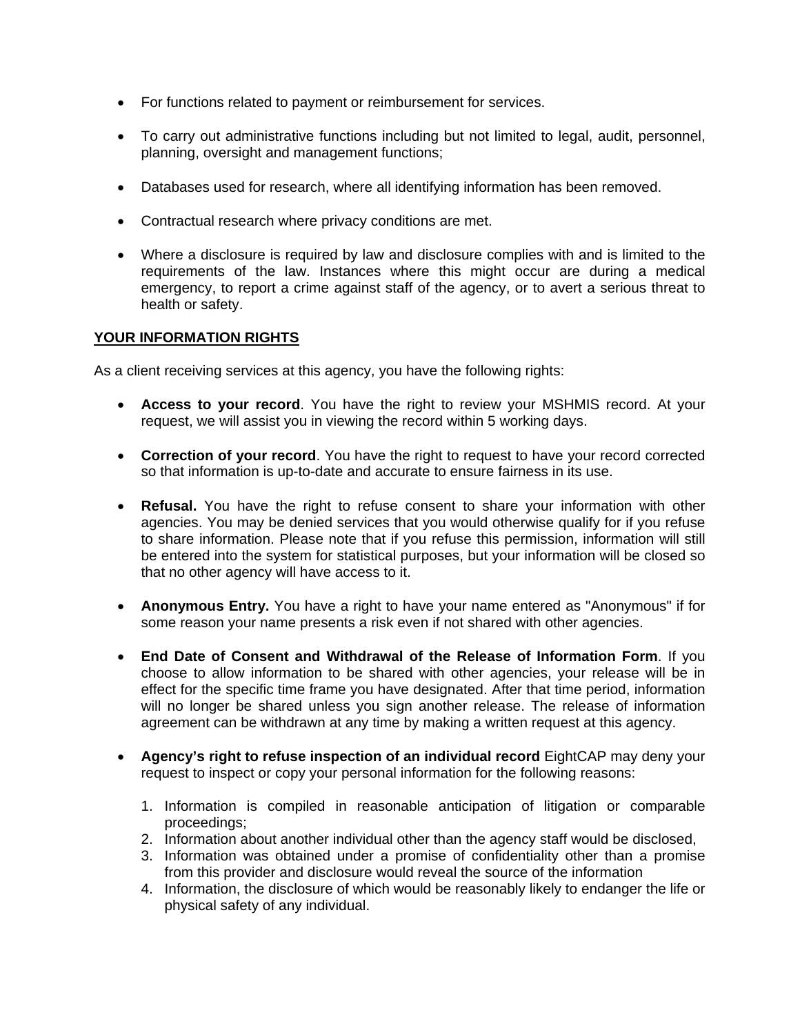- For functions related to payment or reimbursement for services.

- To carry out administrative functions including but not limited to legal, audit, personnel, planning, oversight and management functions;

- Databases used for research, where all identifying information has been removed.

- Contractual research where privacy conditions are met.

- Where a disclosure is required by law and disclosure complies with and is limited to the requirements of the law. Instances where this might occur are during a medical emergency, to report a crime against staff of the agency, or to avert a serious threat to health or safety.

## YOUR INFORMATION RIGHTS

As a client receiving services at this agency, you have the following rights:

- **Access to your record**. You have the right to review your MSHMIS record. At your request, we will assist you in viewing the record within 5 working days.

- **Correction of your record**. You have the right to request to have your record corrected so that information is up-to-date and accurate to ensure fairness in its use.

- **Refusal.** You have the right to refuse consent to share your information with other agencies. You may be denied services that you would otherwise qualify for if you refuse to share information. Please note that if you refuse this permission, information will still be entered into the system for statistical purposes, but your information will be closed so that no other agency will have access to it.

- **Anonymous Entry.** You have a right to have your name entered as "Anonymous" if for some reason your name presents a risk even if not shared with other agencies.

- **End Date of Consent and Withdrawal of the Release of Information Form**. If you choose to allow information to be shared with other agencies, your release will be in effect for the specific time frame you have designated. After that time period, information will no longer be shared unless you sign another release. The release of information agreement can be withdrawn at any time by making a written request at this agency.

- **Agency's right to refuse inspection of an individual record** EightCAP may deny your request to inspect or copy your personal information for the following reasons:

  1. Information is compiled in reasonable anticipation of litigation or comparable proceedings;
  2. Information about another individual other than the agency staff would be disclosed,
  3. Information was obtained under a promise of confidentiality other than a promise from this provider and disclosure would reveal the source of the information
  4. Information, the disclosure of which would be reasonably likely to endanger the life or physical safety of any individual.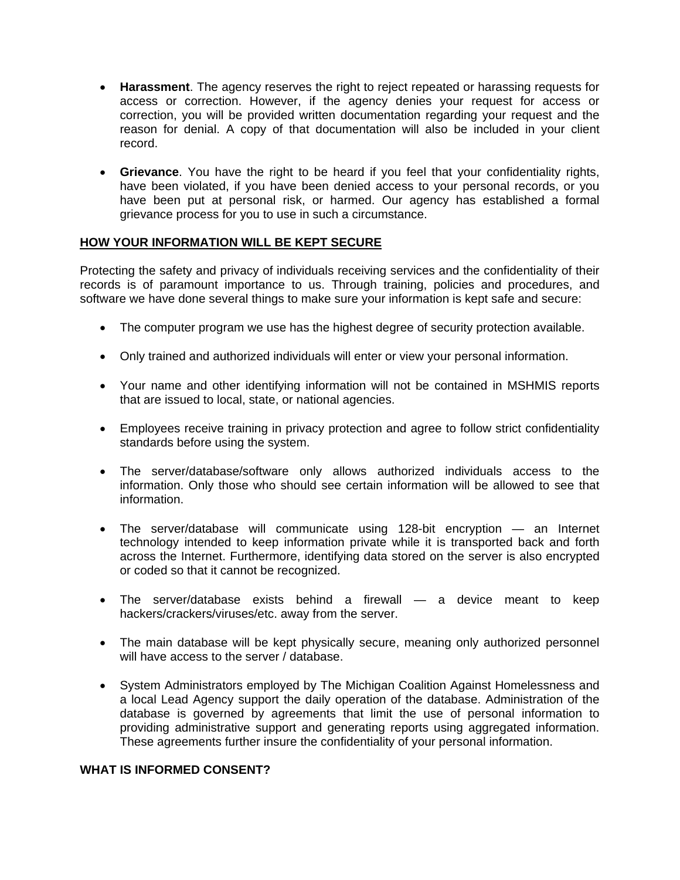- **Harassment**. The agency reserves the right to reject repeated or harassing requests for access or correction. However, if the agency denies your request for access or correction, you will be provided written documentation regarding your request and the reason for denial. A copy of that documentation will also be included in your client record.

- **Grievance**. You have the right to be heard if you feel that your confidentiality rights, have been violated, if you have been denied access to your personal records, or you have been put at personal risk, or harmed. Our agency has established a formal grievance process for you to use in such a circumstance.

## HOW YOUR INFORMATION WILL BE KEPT SECURE

Protecting the safety and privacy of individuals receiving services and the confidentiality of their records is of paramount importance to us. Through training, policies and procedures, and software we have done several things to make sure your information is kept safe and secure:

- The computer program we use has the highest degree of security protection available.

- Only trained and authorized individuals will enter or view your personal information.

- Your name and other identifying information will not be contained in MSHMIS reports that are issued to local, state, or national agencies.

- Employees receive training in privacy protection and agree to follow strict confidentiality standards before using the system.

- The server/database/software only allows authorized individuals access to the information. Only those who should see certain information will be allowed to see that information.

- The server/database will communicate using 128-bit encryption — an Internet technology intended to keep information private while it is transported back and forth across the Internet. Furthermore, identifying data stored on the server is also encrypted or coded so that it cannot be recognized.

- The server/database exists behind a firewall — a device meant to keep hackers/crackers/viruses/etc. away from the server.

- The main database will be kept physically secure, meaning only authorized personnel will have access to the server / database.

- System Administrators employed by The Michigan Coalition Against Homelessness and a local Lead Agency support the daily operation of the database. Administration of the database is governed by agreements that limit the use of personal information to providing administrative support and generating reports using aggregated information. These agreements further insure the confidentiality of your personal information.

## WHAT IS INFORMED CONSENT?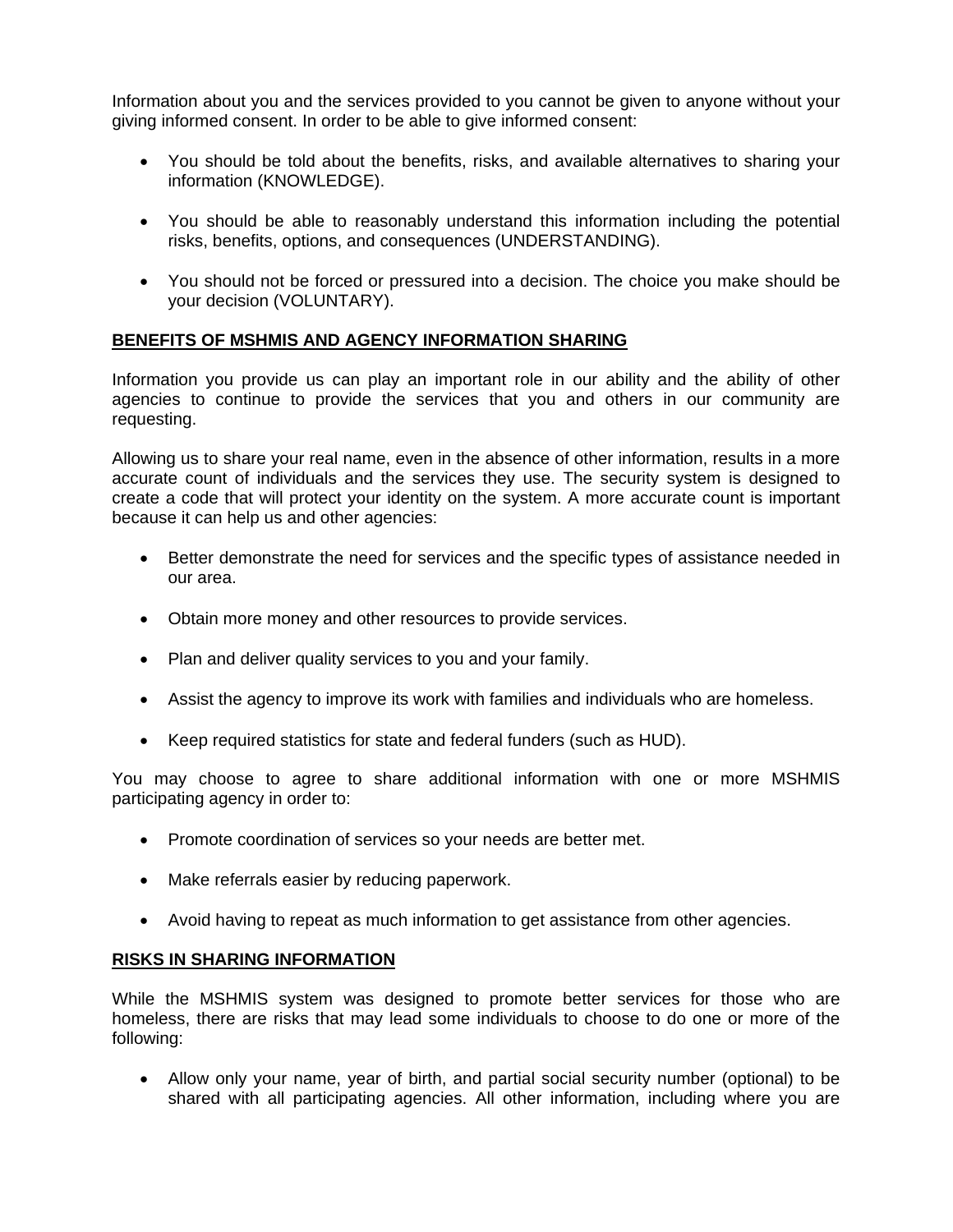Information about you and the services provided to you cannot be given to anyone without your giving informed consent. In order to be able to give informed consent:

- You should be told about the benefits, risks, and available alternatives to sharing your information (KNOWLEDGE).
- You should be able to reasonably understand this information including the potential risks, benefits, options, and consequences (UNDERSTANDING).
- You should not be forced or pressured into a decision. The choice you make should be your decision (VOLUNTARY).

## BENEFITS OF MSHMIS AND AGENCY INFORMATION SHARING

Information you provide us can play an important role in our ability and the ability of other agencies to continue to provide the services that you and others in our community are requesting.

Allowing us to share your real name, even in the absence of other information, results in a more accurate count of individuals and the services they use. The security system is designed to create a code that will protect your identity on the system. A more accurate count is important because it can help us and other agencies:

- Better demonstrate the need for services and the specific types of assistance needed in our area.
- Obtain more money and other resources to provide services.
- Plan and deliver quality services to you and your family.
- Assist the agency to improve its work with families and individuals who are homeless.
- Keep required statistics for state and federal funders (such as HUD).

You may choose to agree to share additional information with one or more MSHMIS participating agency in order to:

- Promote coordination of services so your needs are better met.
- Make referrals easier by reducing paperwork.
- Avoid having to repeat as much information to get assistance from other agencies.

## RISKS IN SHARING INFORMATION

While the MSHMIS system was designed to promote better services for those who are homeless, there are risks that may lead some individuals to choose to do one or more of the following:

- Allow only your name, year of birth, and partial social security number (optional) to be shared with all participating agencies. All other information, including where you are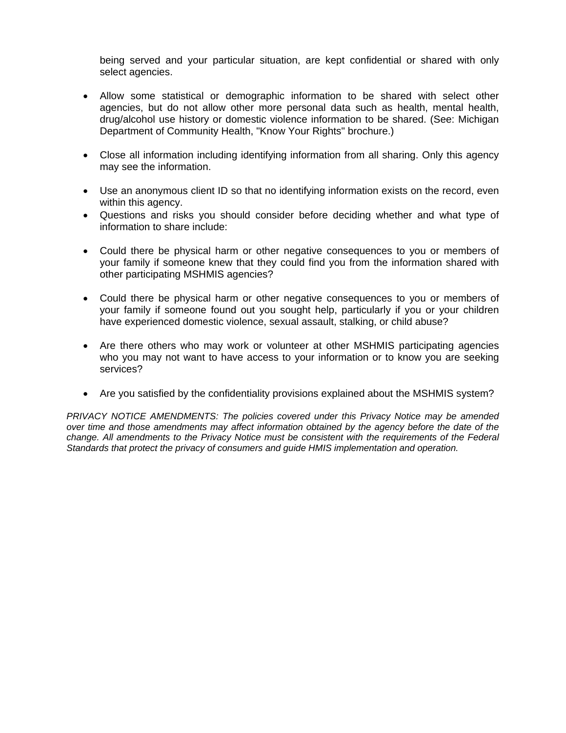being served and your particular situation, are kept confidential or shared with only select agencies.

- Allow some statistical or demographic information to be shared with select other agencies, but do not allow other more personal data such as health, mental health, drug/alcohol use history or domestic violence information to be shared. (See: Michigan Department of Community Health, "Know Your Rights" brochure.)

- Close all information including identifying information from all sharing. Only this agency may see the information.

- Use an anonymous client ID so that no identifying information exists on the record, even within this agency.
- Questions and risks you should consider before deciding whether and what type of information to share include:

- Could there be physical harm or other negative consequences to you or members of your family if someone knew that they could find you from the information shared with other participating MSHMIS agencies?

- Could there be physical harm or other negative consequences to you or members of your family if someone found out you sought help, particularly if you or your children have experienced domestic violence, sexual assault, stalking, or child abuse?

- Are there others who may work or volunteer at other MSHMIS participating agencies who you may not want to have access to your information or to know you are seeking services?

- Are you satisfied by the confidentiality provisions explained about the MSHMIS system?

*PRIVACY NOTICE AMENDMENTS: The policies covered under this Privacy Notice may be amended over time and those amendments may affect information obtained by the agency before the date of the change. All amendments to the Privacy Notice must be consistent with the requirements of the Federal Standards that protect the privacy of consumers and guide HMIS implementation and operation.*